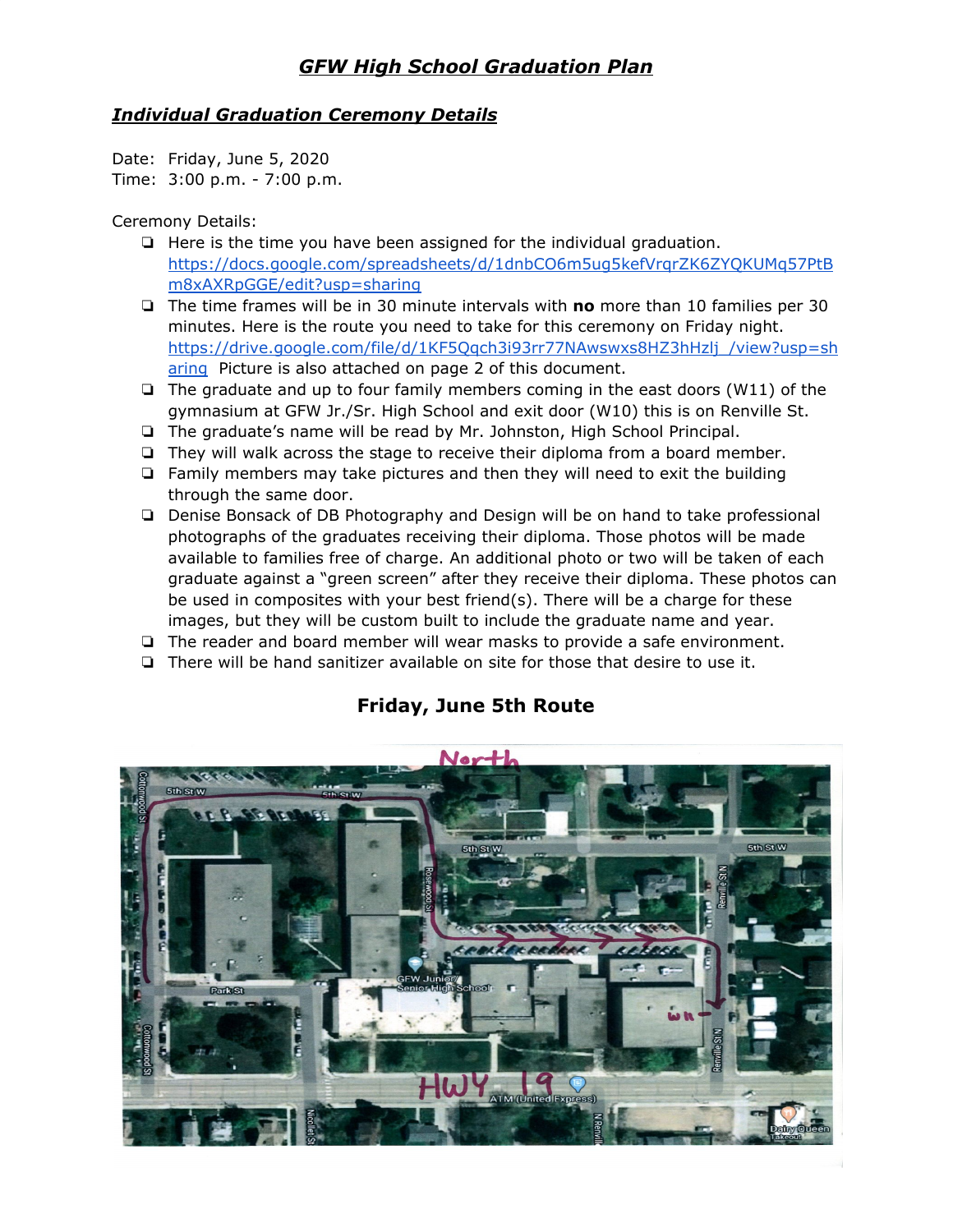# *GFW High School Graduation Plan*

## *Individual Graduation Ceremony Details*

Date: Friday, June 5, 2020
Time: 3:00 p.m. - 7:00 p.m.

Ceremony Details:

- Here is the time you have been assigned for the individual graduation. https://docs.google.com/spreadsheets/d/1dnbCO6m5ug5kefVrqrZK6ZYQKUMq57PtBm8xAXRpGGE/edit?usp=sharing
- The time frames will be in 30 minute intervals with **no** more than 10 families per 30 minutes. Here is the route you need to take for this ceremony on Friday night. https://drive.google.com/file/d/1KF5Qqch3i93rr77NAwswxs8HZ3hHzlj_/view?usp=sharing Picture is also attached on page 2 of this document.
- The graduate and up to four family members coming in the east doors (W11) of the gymnasium at GFW Jr./Sr. High School and exit door (W10) this is on Renville St.
- The graduate's name will be read by Mr. Johnston, High School Principal.
- They will walk across the stage to receive their diploma from a board member.
- Family members may take pictures and then they will need to exit the building through the same door.
- Denise Bonsack of DB Photography and Design will be on hand to take professional photographs of the graduates receiving their diploma. Those photos will be made available to families free of charge. An additional photo or two will be taken of each graduate against a "green screen" after they receive their diploma. These photos can be used in composites with your best friend(s). There will be a charge for these images, but they will be custom built to include the graduate name and year.
- The reader and board member will wear masks to provide a safe environment.
- There will be hand sanitizer available on site for those that desire to use it.

## Friday, June 5th Route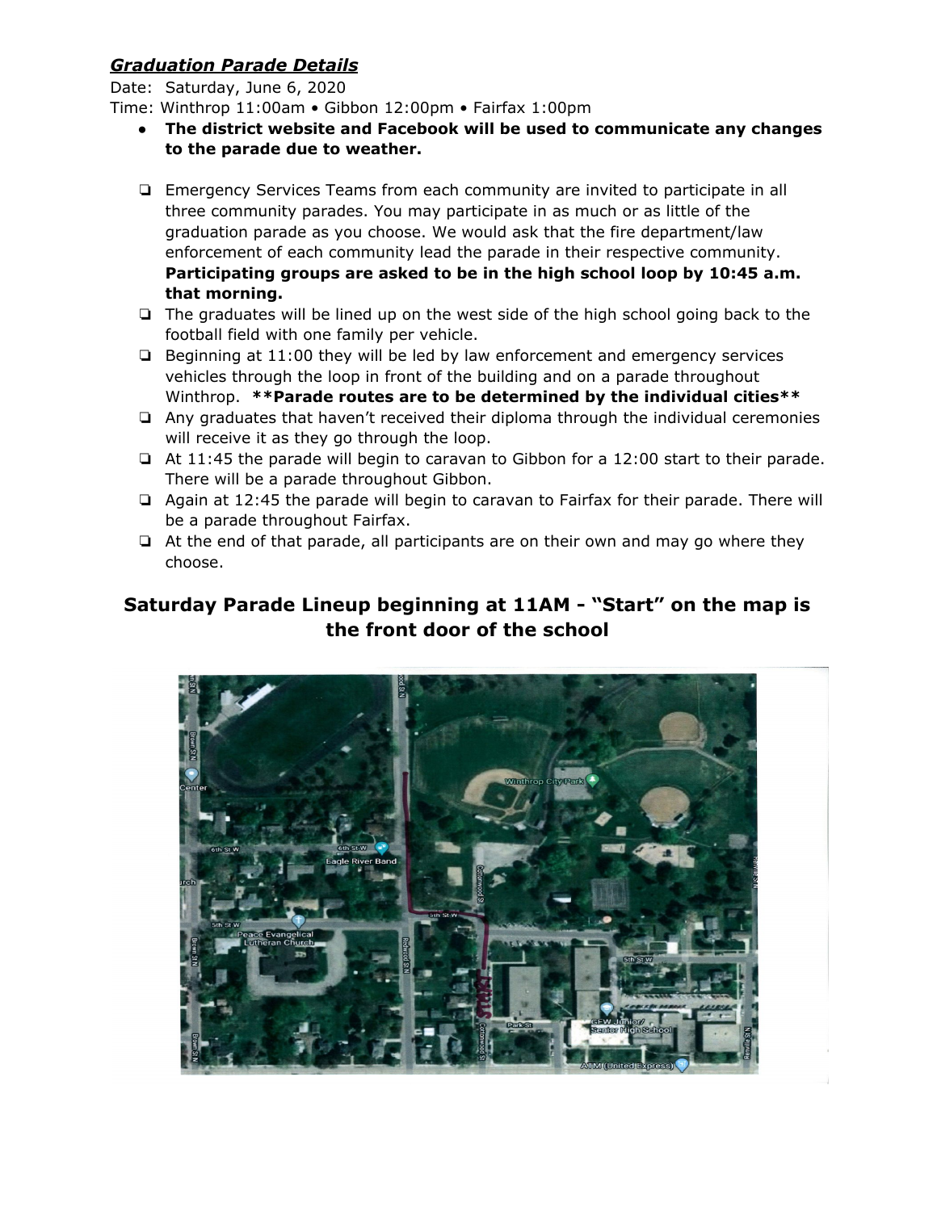***Graduation Parade Details***

Date: Saturday, June 6, 2020

Time: Winthrop 11:00am • Gibbon 12:00pm • Fairfax 1:00pm

- **The district website and Facebook will be used to communicate any changes to the parade due to weather.**

- ❏ Emergency Services Teams from each community are invited to participate in all three community parades. You may participate in as much or as little of the graduation parade as you choose. We would ask that the fire department/law enforcement of each community lead the parade in their respective community. **Participating groups are asked to be in the high school loop by 10:45 a.m. that morning.**
- ❏ The graduates will be lined up on the west side of the high school going back to the football field with one family per vehicle.
- ❏ Beginning at 11:00 they will be led by law enforcement and emergency services vehicles through the loop in front of the building and on a parade throughout Winthrop. **Parade routes are to be determined by the individual cities**
- ❏ Any graduates that haven't received their diploma through the individual ceremonies will receive it as they go through the loop.
- ❏ At 11:45 the parade will begin to caravan to Gibbon for a 12:00 start to their parade. There will be a parade throughout Gibbon.
- ❏ Again at 12:45 the parade will begin to caravan to Fairfax for their parade. There will be a parade throughout Fairfax.
- ❏ At the end of that parade, all participants are on their own and may go where they choose.

## Saturday Parade Lineup beginning at 11AM - "Start" on the map is the front door of the school